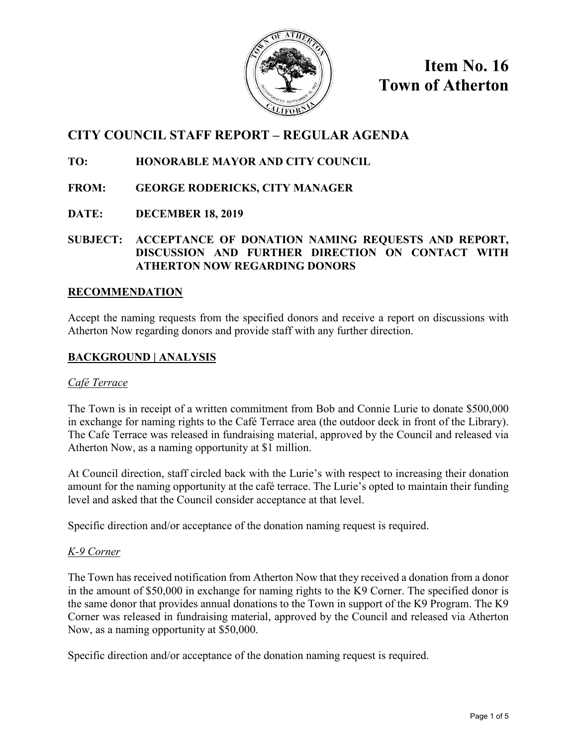# Item No. 16
# Town of Atherton

## CITY COUNCIL STAFF REPORT – REGULAR AGENDA

**TO:** HONORABLE MAYOR AND CITY COUNCIL

**FROM:** GEORGE RODERICKS, CITY MANAGER

**DATE:** DECEMBER 18, 2019

**SUBJECT:** ACCEPTANCE OF DONATION NAMING REQUESTS AND REPORT, DISCUSSION AND FURTHER DIRECTION ON CONTACT WITH ATHERTON NOW REGARDING DONORS

## RECOMMENDATION

Accept the naming requests from the specified donors and receive a report on discussions with Atherton Now regarding donors and provide staff with any further direction.

## BACKGROUND | ANALYSIS

### *Café Terrace*

The Town is in receipt of a written commitment from Bob and Connie Lurie to donate $500,000 in exchange for naming rights to the Café Terrace area (the outdoor deck in front of the Library). The Cafe Terrace was released in fundraising material, approved by the Council and released via Atherton Now, as a naming opportunity at $1 million.

At Council direction, staff circled back with the Lurie's with respect to increasing their donation amount for the naming opportunity at the café terrace. The Lurie's opted to maintain their funding level and asked that the Council consider acceptance at that level.

Specific direction and/or acceptance of the donation naming request is required.

### *K-9 Corner*

The Town has received notification from Atherton Now that they received a donation from a donor in the amount of $50,000 in exchange for naming rights to the K9 Corner. The specified donor is the same donor that provides annual donations to the Town in support of the K9 Program. The K9 Corner was released in fundraising material, approved by the Council and released via Atherton Now, as a naming opportunity at $50,000.

Specific direction and/or acceptance of the donation naming request is required.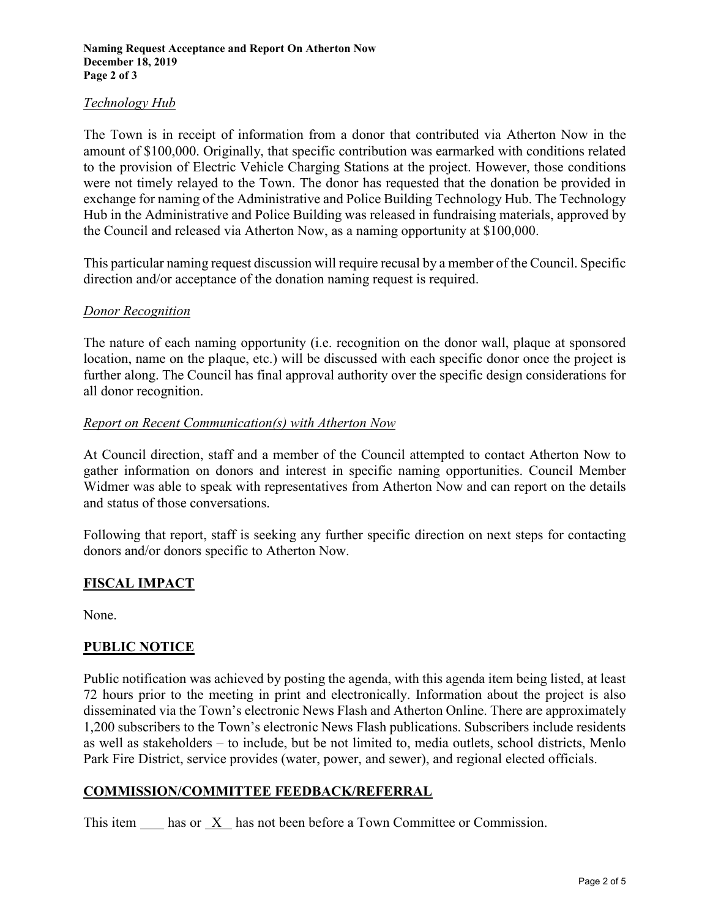*Technology Hub*

The Town is in receipt of information from a donor that contributed via Atherton Now in the amount of $100,000. Originally, that specific contribution was earmarked with conditions related to the provision of Electric Vehicle Charging Stations at the project. However, those conditions were not timely relayed to the Town. The donor has requested that the donation be provided in exchange for naming of the Administrative and Police Building Technology Hub. The Technology Hub in the Administrative and Police Building was released in fundraising materials, approved by the Council and released via Atherton Now, as a naming opportunity at $100,000.

This particular naming request discussion will require recusal by a member of the Council. Specific direction and/or acceptance of the donation naming request is required.

*Donor Recognition*

The nature of each naming opportunity (i.e. recognition on the donor wall, plaque at sponsored location, name on the plaque, etc.) will be discussed with each specific donor once the project is further along. The Council has final approval authority over the specific design considerations for all donor recognition.

*Report on Recent Communication(s) with Atherton Now*

At Council direction, staff and a member of the Council attempted to contact Atherton Now to gather information on donors and interest in specific naming opportunities. Council Member Widmer was able to speak with representatives from Atherton Now and can report on the details and status of those conversations.

Following that report, staff is seeking any further specific direction on next steps for contacting donors and/or donors specific to Atherton Now.

## FISCAL IMPACT

None.

## PUBLIC NOTICE

Public notification was achieved by posting the agenda, with this agenda item being listed, at least 72 hours prior to the meeting in print and electronically. Information about the project is also disseminated via the Town's electronic News Flash and Atherton Online. There are approximately 1,200 subscribers to the Town's electronic News Flash publications. Subscribers include residents as well as stakeholders – to include, but be not limited to, media outlets, school districts, Menlo Park Fire District, service provides (water, power, and sewer), and regional elected officials.

## COMMISSION/COMMITTEE FEEDBACK/REFERRAL

This item \_\_\_\_ has or \_X\_ has not been before a Town Committee or Commission.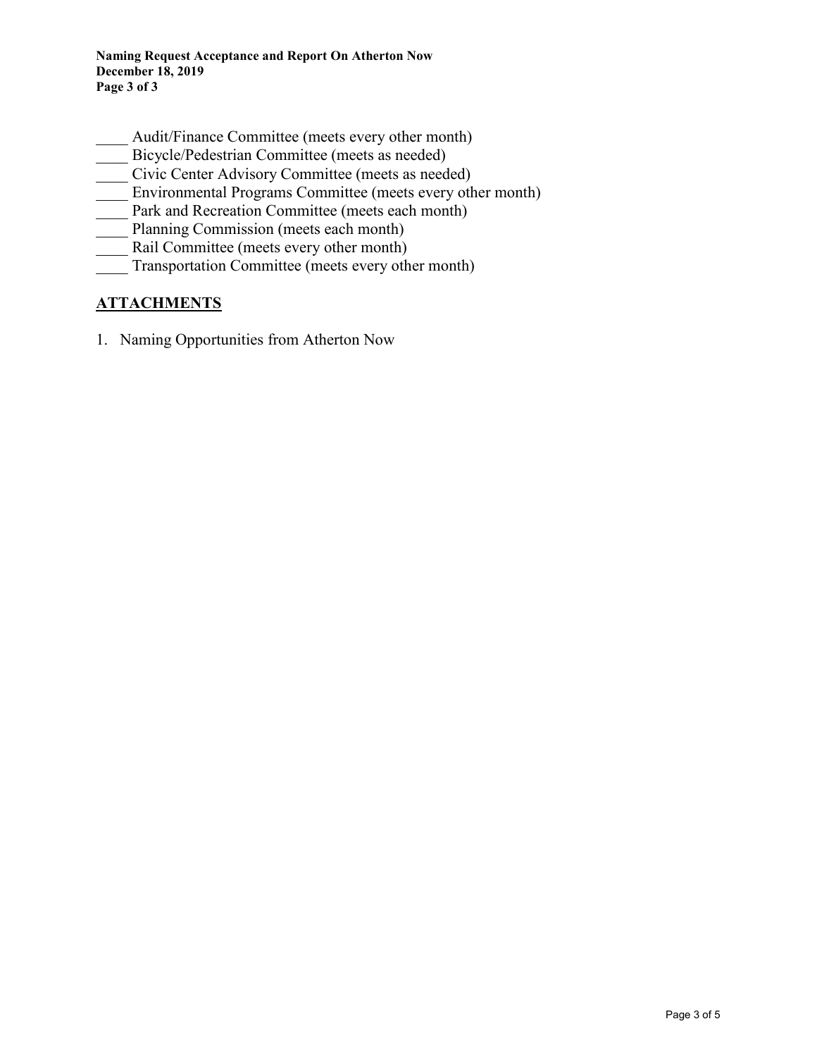____ Audit/Finance Committee (meets every other month)
____ Bicycle/Pedestrian Committee (meets as needed)
____ Civic Center Advisory Committee (meets as needed)
____ Environmental Programs Committee (meets every other month)
____ Park and Recreation Committee (meets each month)
____ Planning Commission (meets each month)
____ Rail Committee (meets every other month)
____ Transportation Committee (meets every other month)

## ATTACHMENTS

1. Naming Opportunities from Atherton Now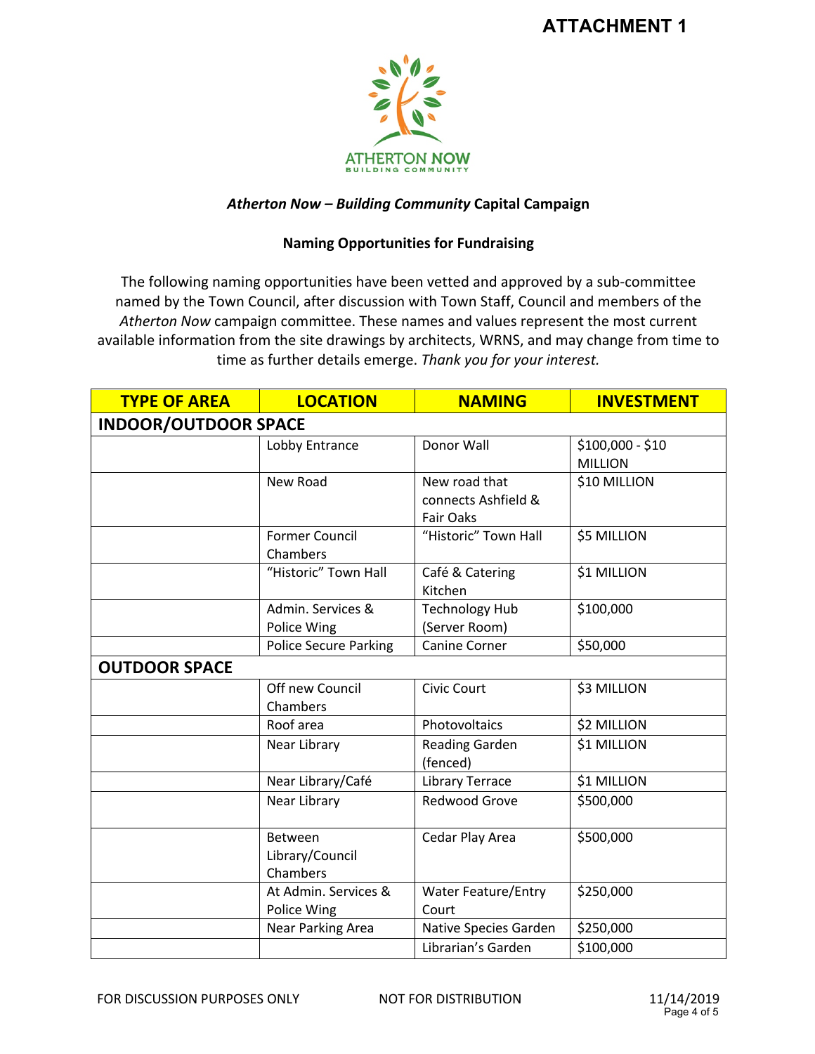# ATTACHMENT 1

ATHERTON NOW
BUILDING COMMUNITY

***Atherton Now – Building Community*** **Capital Campaign**

**Naming Opportunities for Fundraising**

The following naming opportunities have been vetted and approved by a sub-committee named by the Town Council, after discussion with Town Staff, Council and members of the *Atherton Now* campaign committee. These names and values represent the most current available information from the site drawings by architects, WRNS, and may change from time to time as further details emerge. *Thank you for your interest.*

| TYPE OF AREA | LOCATION | NAMING | INVESTMENT |
|---|---|---|---|
| **INDOOR/OUTDOOR SPACE** | | | |
| | Lobby Entrance | Donor Wall | $100,000 - $10 MILLION |
| | New Road | New road that connects Ashfield & Fair Oaks | $10 MILLION |
| | Former Council Chambers | "Historic" Town Hall | $5 MILLION |
| | "Historic" Town Hall | Café & Catering Kitchen | $1 MILLION |
| | Admin. Services & Police Wing | Technology Hub (Server Room) | $100,000 |
| | Police Secure Parking | Canine Corner | $50,000 |
| **OUTDOOR SPACE** | | | |
| | Off new Council Chambers | Civic Court | $3 MILLION |
| | Roof area | Photovoltaics | $2 MILLION |
| | Near Library | Reading Garden (fenced) | $1 MILLION |
| | Near Library/Café | Library Terrace | $1 MILLION |
| | Near Library | Redwood Grove | $500,000 |
| | Between Library/Council Chambers | Cedar Play Area | $500,000 |
| | At Admin. Services & Police Wing | Water Feature/Entry Court | $250,000 |
| | Near Parking Area | Native Species Garden | $250,000 |
| | | Librarian's Garden | $100,000 |

FOR DISCUSSION PURPOSES ONLY    NOT FOR DISTRIBUTION    11/14/2019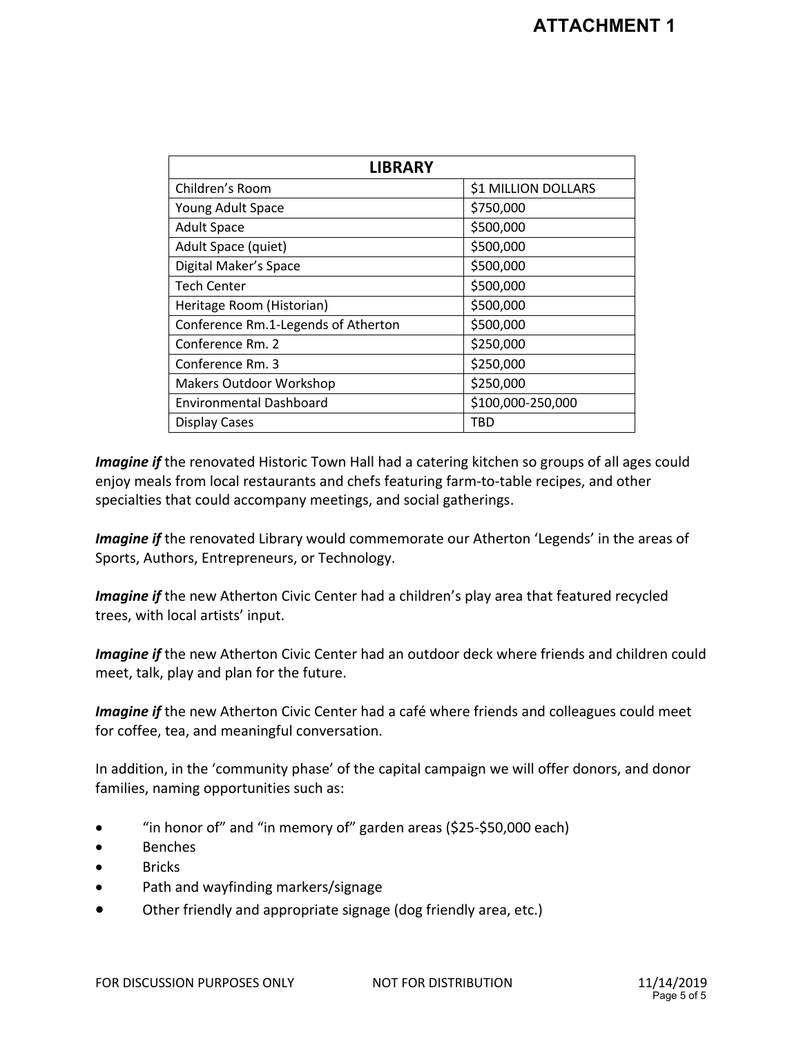# ATTACHMENT 1

| LIBRARY | |
|---|---|
| Children's Room | $1 MILLION DOLLARS |
| Young Adult Space | $750,000 |
| Adult Space | $500,000 |
| Adult Space (quiet) | $500,000 |
| Digital Maker's Space | $500,000 |
| Tech Center | $500,000 |
| Heritage Room (Historian) | $500,000 |
| Conference Rm.1-Legends of Atherton | $500,000 |
| Conference Rm. 2 | $250,000 |
| Conference Rm. 3 | $250,000 |
| Makers Outdoor Workshop | $250,000 |
| Environmental Dashboard | $100,000-250,000 |
| Display Cases | TBD |

***Imagine if*** the renovated Historic Town Hall had a catering kitchen so groups of all ages could enjoy meals from local restaurants and chefs featuring farm-to-table recipes, and other specialties that could accompany meetings, and social gatherings.

***Imagine if*** the renovated Library would commemorate our Atherton 'Legends' in the areas of Sports, Authors, Entrepreneurs, or Technology.

***Imagine if*** the new Atherton Civic Center had a children's play area that featured recycled trees, with local artists' input.

***Imagine if*** the new Atherton Civic Center had an outdoor deck where friends and children could meet, talk, play and plan for the future.

***Imagine if*** the new Atherton Civic Center had a café where friends and colleagues could meet for coffee, tea, and meaningful conversation.

In addition, in the 'community phase' of the capital campaign we will offer donors, and donor families, naming opportunities such as:

- "in honor of" and "in memory of" garden areas ($25-$50,000 each)
- Benches
- Bricks
- Path and wayfinding markers/signage
- Other friendly and appropriate signage (dog friendly area, etc.)

FOR DISCUSSION PURPOSES ONLY NOT FOR DISTRIBUTION 11/14/2019